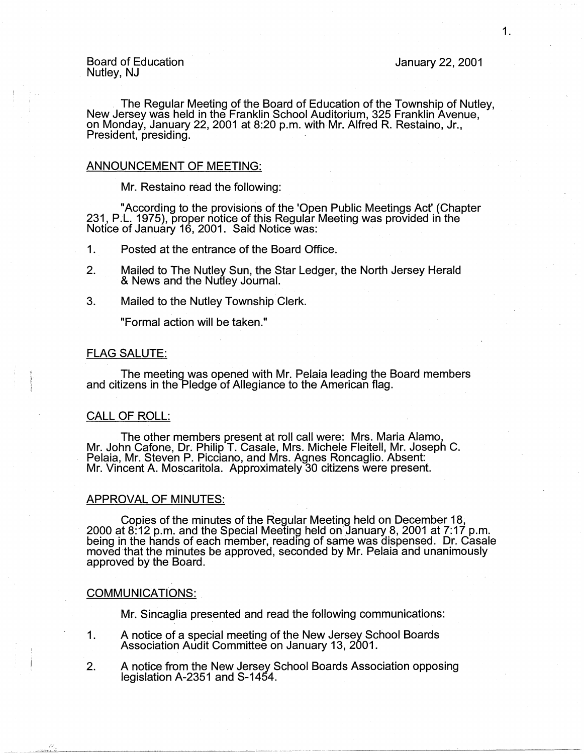Board of Education
Nutley, NJ

January 22, 2001

The Regular Meeting of the Board of Education of the Township of Nutley, New Jersey was held in the Franklin School Auditorium, 325 Franklin Avenue, on Monday, January 22, 2001 at 8:20 p.m. with Mr. Alfred R. Restaino, Jr., President, presiding.

## ANNOUNCEMENT OF MEETING:

Mr. Restaino read the following:

"According to the provisions of the 'Open Public Meetings Act' (Chapter 231, P.L. 1975), proper notice of this Regular Meeting was provided in the Notice of January 16, 2001. Said Notice was:

1. Posted at the entrance of the Board Office.
2. Mailed to The Nutley Sun, the Star Ledger, the North Jersey Herald & News and the Nutley Journal.
3. Mailed to the Nutley Township Clerk.

"Formal action will be taken."

## FLAG SALUTE:

The meeting was opened with Mr. Pelaia leading the Board members and citizens in the Pledge of Allegiance to the American flag.

## CALL OF ROLL:

The other members present at roll call were: Mrs. Maria Alamo, Mr. John Cafone, Dr. Philip T. Casale, Mrs. Michele Fleitell, Mr. Joseph C. Pelaia, Mr. Steven P. Picciano, and Mrs. Agnes Roncaglio. Absent: Mr. Vincent A. Moscaritola. Approximately 30 citizens were present.

## APPROVAL OF MINUTES:

Copies of the minutes of the Regular Meeting held on December 18, 2000 at 8:12 p.m. and the Special Meeting held on January 8, 2001 at 7:17 p.m. being in the hands of each member, reading of same was dispensed. Dr. Casale moved that the minutes be approved, seconded by Mr. Pelaia and unanimously approved by the Board.

## COMMUNICATIONS:

Mr. Sincaglia presented and read the following communications:

1. A notice of a special meeting of the New Jersey School Boards Association Audit Committee on January 13, 2001.
2. A notice from the New Jersey School Boards Association opposing legislation A-2351 and S-1454.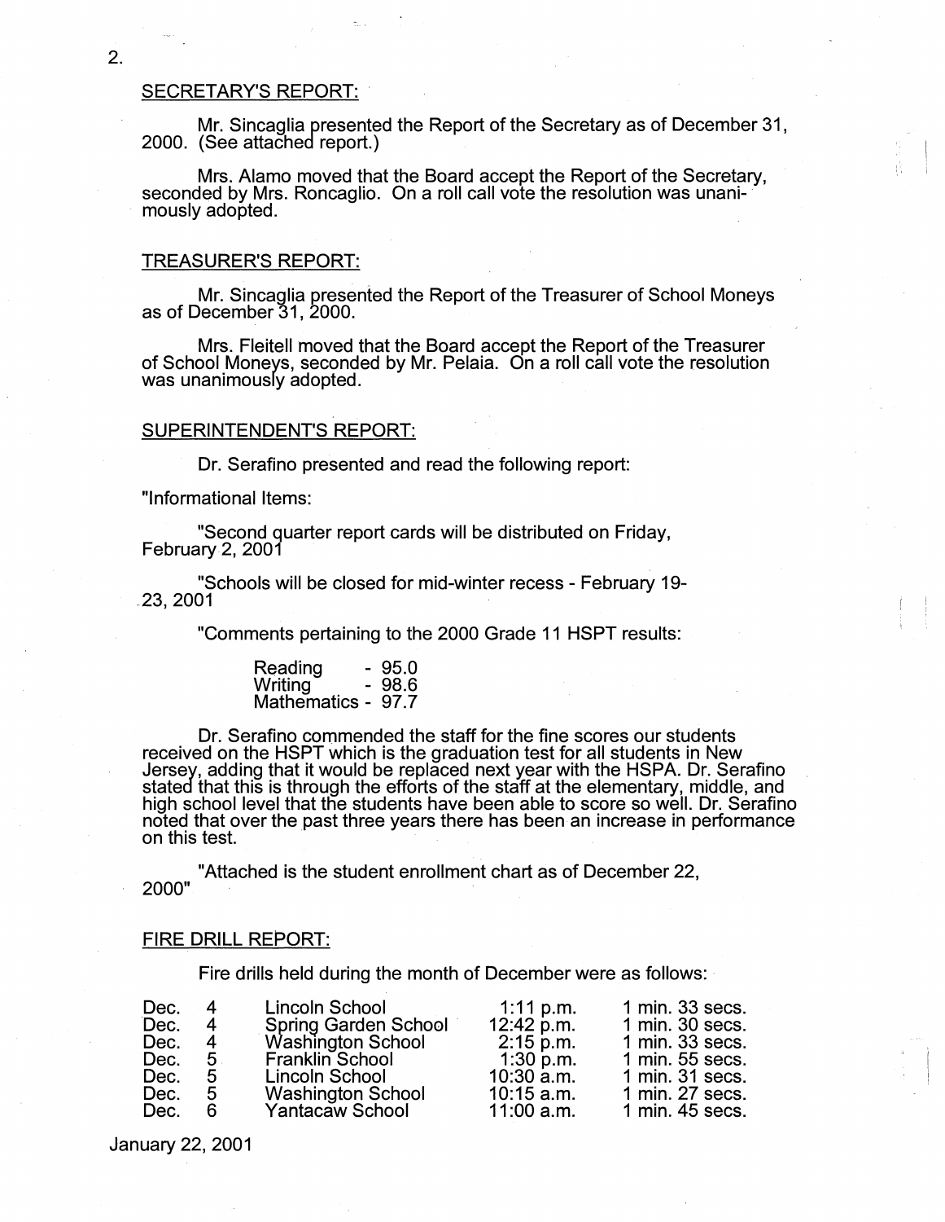## SECRETARY'S REPORT:

Mr. Sincaglia presented the Report of the Secretary as of December 31, 2000. (See attached report.)

Mrs. Alamo moved that the Board accept the Report of the Secretary, seconded by Mrs. Roncaglio. On a roll call vote the resolution was unanimously adopted.

## TREASURER'S REPORT:

Mr. Sincaglia presented the Report of the Treasurer of School Moneys as of December 31, 2000.

Mrs. Fleitell moved that the Board accept the Report of the Treasurer of School Moneys, seconded by Mr. Pelaia. On a roll call vote the resolution was unanimously adopted.

## SUPERINTENDENT'S REPORT:

Dr. Serafino presented and read the following report:

"Informational Items:

"Second quarter report cards will be distributed on Friday, February 2, 2001

"Schools will be closed for mid-winter recess - February 19-23, 2001

"Comments pertaining to the 2000 Grade 11 HSPT results:

| | |
|---|---|
| Reading | - 95.0 |
| Writing | - 98.6 |
| Mathematics | - 97.7 |

Dr. Serafino commended the staff for the fine scores our students received on the HSPT which is the graduation test for all students in New Jersey, adding that it would be replaced next year with the HSPA. Dr. Serafino stated that this is through the efforts of the staff at the elementary, middle, and high school level that the students have been able to score so well. Dr. Serafino noted that over the past three years there has been an increase in performance on this test.

"Attached is the student enrollment chart as of December 22, 2000"

## FIRE DRILL REPORT:

Fire drills held during the month of December were as follows:

| | | | | |
|---|---|---|---|---|
| Dec. | 4 | Lincoln School | 1:11 p.m. | 1 min. 33 secs. |
| Dec. | 4 | Spring Garden School | 12:42 p.m. | 1 min. 30 secs. |
| Dec. | 4 | Washington School | 2:15 p.m. | 1 min. 33 secs. |
| Dec. | 5 | Franklin School | 1:30 p.m. | 1 min. 55 secs. |
| Dec. | 5 | Lincoln School | 10:30 a.m. | 1 min. 31 secs. |
| Dec. | 5 | Washington School | 10:15 a.m. | 1 min. 27 secs. |
| Dec. | 6 | Yantacaw School | 11:00 a.m. | 1 min. 45 secs. |

January 22, 2001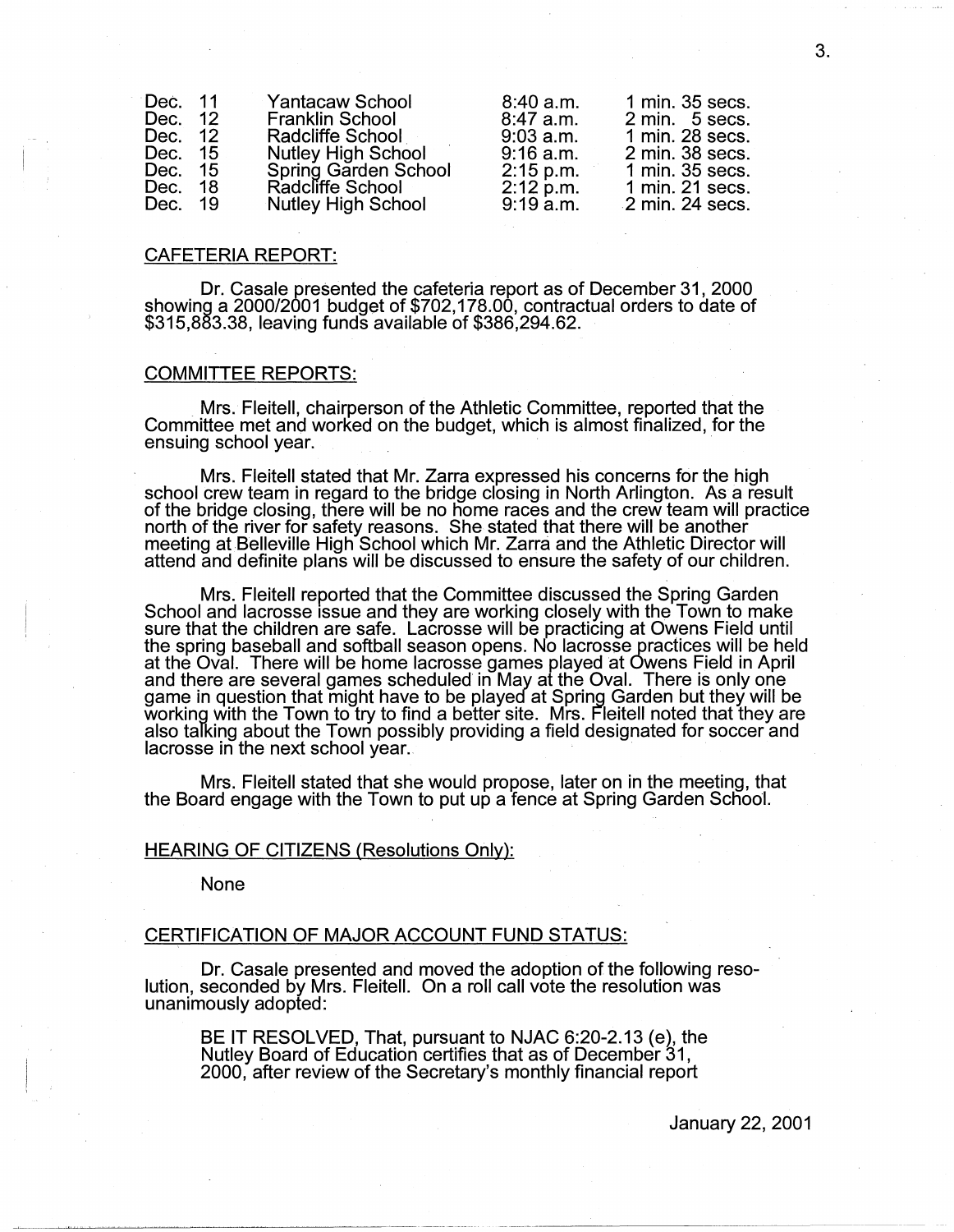| | | | | |
|---|---|---|---|---|
| Dec. | 11 | Yantacaw School | 8:40 a.m. | 1 min. 35 secs. |
| Dec. | 12 | Franklin School | 8:47 a.m. | 2 min. 5 secs. |
| Dec. | 12 | Radcliffe School | 9:03 a.m. | 1 min. 28 secs. |
| Dec. | 15 | Nutley High School | 9:16 a.m. | 2 min. 38 secs. |
| Dec. | 15 | Spring Garden School | 2:15 p.m. | 1 min. 35 secs. |
| Dec. | 18 | Radcliffe School | 2:12 p.m. | 1 min. 21 secs. |
| Dec. | 19 | Nutley High School | 9:19 a.m. | 2 min. 24 secs. |

CAFETERIA REPORT:

Dr. Casale presented the cafeteria report as of December 31, 2000 showing a 2000/2001 budget of $702,178.00, contractual orders to date of $315,883.38, leaving funds available of $386,294.62.

COMMITTEE REPORTS:

Mrs. Fleitell, chairperson of the Athletic Committee, reported that the Committee met and worked on the budget, which is almost finalized, for the ensuing school year.

Mrs. Fleitell stated that Mr. Zarra expressed his concerns for the high school crew team in regard to the bridge closing in North Arlington. As a result of the bridge closing, there will be no home races and the crew team will practice north of the river for safety reasons. She stated that there will be another meeting at Belleville High School which Mr. Zarra and the Athletic Director will attend and definite plans will be discussed to ensure the safety of our children.

Mrs. Fleitell reported that the Committee discussed the Spring Garden School and lacrosse issue and they are working closely with the Town to make sure that the children are safe. Lacrosse will be practicing at Owens Field until the spring baseball and softball season opens. No lacrosse practices will be held at the Oval. There will be home lacrosse games played at Owens Field in April and there are several games scheduled in May at the Oval. There is only one game in question that might have to be played at Spring Garden but they will be working with the Town to try to find a better site. Mrs. Fleitell noted that they are also talking about the Town possibly providing a field designated for soccer and lacrosse in the next school year.

Mrs. Fleitell stated that she would propose, later on in the meeting, that the Board engage with the Town to put up a fence at Spring Garden School.

HEARING OF CITIZENS (Resolutions Only):

None

CERTIFICATION OF MAJOR ACCOUNT FUND STATUS:

Dr. Casale presented and moved the adoption of the following resolution, seconded by Mrs. Fleitell. On a roll call vote the resolution was unanimously adopted:

> BE IT RESOLVED, That, pursuant to NJAC 6:20-2.13 (e), the Nutley Board of Education certifies that as of December 31, 2000, after review of the Secretary's monthly financial report

January 22, 2001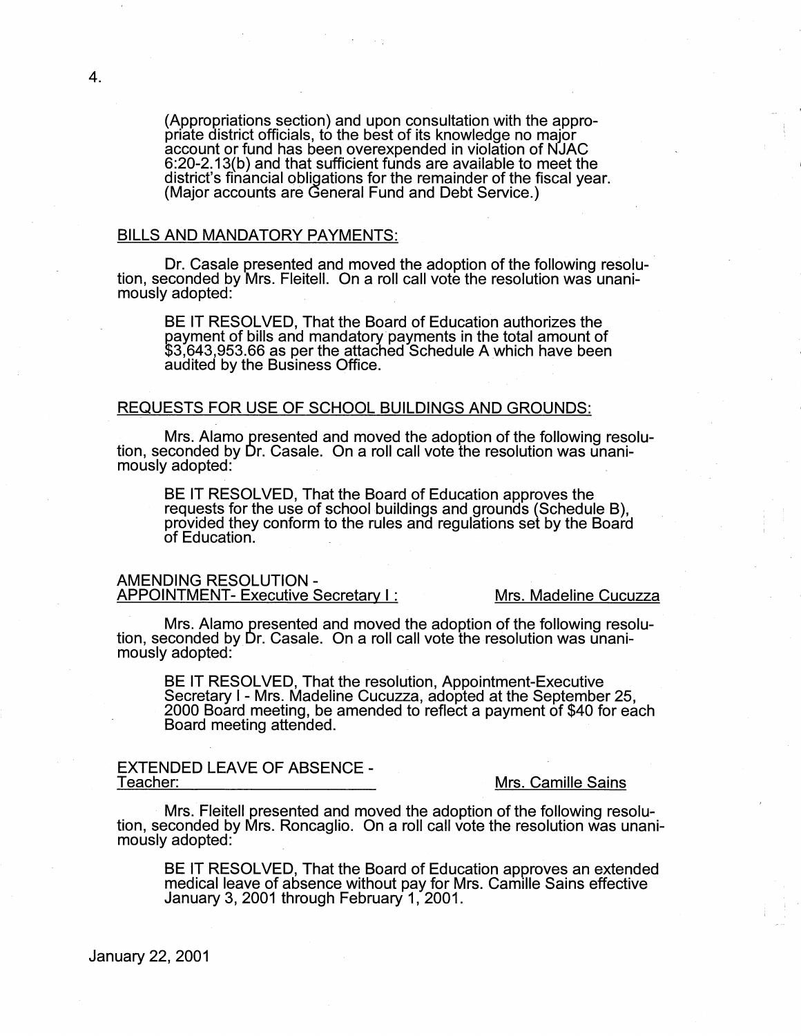(Appropriations section) and upon consultation with the appropriate district officials, to the best of its knowledge no major account or fund has been overexpended in violation of NJAC 6:20-2.13(b) and that sufficient funds are available to meet the district's financial obligations for the remainder of the fiscal year. (Major accounts are General Fund and Debt Service.)

## BILLS AND MANDATORY PAYMENTS:

Dr. Casale presented and moved the adoption of the following resolution, seconded by Mrs. Fleitell. On a roll call vote the resolution was unanimously adopted:

> BE IT RESOLVED, That the Board of Education authorizes the payment of bills and mandatory payments in the total amount of $3,643,953.66 as per the attached Schedule A which have been audited by the Business Office.

## REQUESTS FOR USE OF SCHOOL BUILDINGS AND GROUNDS:

Mrs. Alamo presented and moved the adoption of the following resolution, seconded by Dr. Casale. On a roll call vote the resolution was unanimously adopted:

> BE IT RESOLVED, That the Board of Education approves the requests for the use of school buildings and grounds (Schedule B), provided they conform to the rules and regulations set by the Board of Education.

## AMENDING RESOLUTION - APPOINTMENT- Executive Secretary I: Mrs. Madeline Cucuzza

Mrs. Alamo presented and moved the adoption of the following resolution, seconded by Dr. Casale. On a roll call vote the resolution was unanimously adopted:

> BE IT RESOLVED, That the resolution, Appointment-Executive Secretary I - Mrs. Madeline Cucuzza, adopted at the September 25, 2000 Board meeting, be amended to reflect a payment of $40 for each Board meeting attended.

## EXTENDED LEAVE OF ABSENCE - Teacher: Mrs. Camille Sains

Mrs. Fleitell presented and moved the adoption of the following resolution, seconded by Mrs. Roncaglio. On a roll call vote the resolution was unanimously adopted:

> BE IT RESOLVED, That the Board of Education approves an extended medical leave of absence without pay for Mrs. Camille Sains effective January 3, 2001 through February 1, 2001.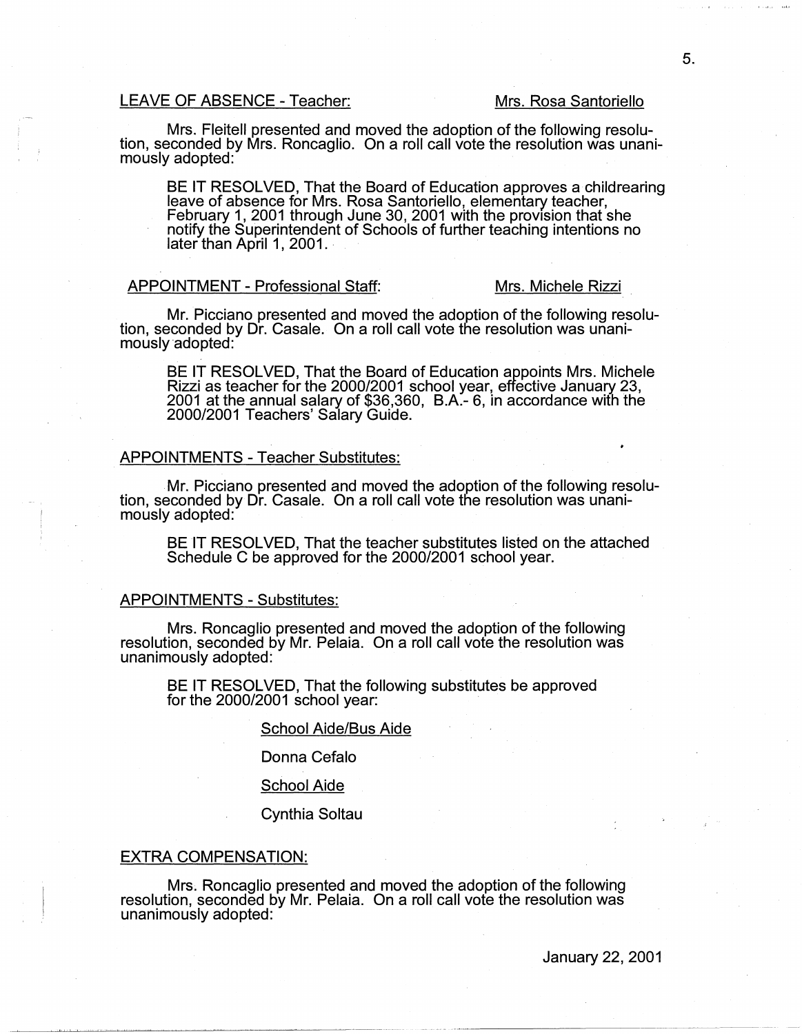LEAVE OF ABSENCE - Teacher: Mrs. Rosa Santoriello

Mrs. Fleitell presented and moved the adoption of the following resolution, seconded by Mrs. Roncaglio. On a roll call vote the resolution was unanimously adopted:

> BE IT RESOLVED, That the Board of Education approves a childrearing leave of absence for Mrs. Rosa Santoriello, elementary teacher, February 1, 2001 through June 30, 2001 with the provision that she notify the Superintendent of Schools of further teaching intentions no later than April 1, 2001.

APPOINTMENT - Professional Staff: Mrs. Michele Rizzi

Mr. Picciano presented and moved the adoption of the following resolution, seconded by Dr. Casale. On a roll call vote the resolution was unanimously adopted:

> BE IT RESOLVED, That the Board of Education appoints Mrs. Michele Rizzi as teacher for the 2000/2001 school year, effective January 23, 2001 at the annual salary of $36,360, B.A.- 6, in accordance with the 2000/2001 Teachers' Salary Guide.

APPOINTMENTS - Teacher Substitutes:

Mr. Picciano presented and moved the adoption of the following resolution, seconded by Dr. Casale. On a roll call vote the resolution was unanimously adopted:

> BE IT RESOLVED, That the teacher substitutes listed on the attached Schedule C be approved for the 2000/2001 school year.

APPOINTMENTS - Substitutes:

Mrs. Roncaglio presented and moved the adoption of the following resolution, seconded by Mr. Pelaia. On a roll call vote the resolution was unanimously adopted:

> BE IT RESOLVED, That the following substitutes be approved for the 2000/2001 school year:
>
> School Aide/Bus Aide
>
> Donna Cefalo
>
> School Aide
>
> Cynthia Soltau

EXTRA COMPENSATION:

Mrs. Roncaglio presented and moved the adoption of the following resolution, seconded by Mr. Pelaia. On a roll call vote the resolution was unanimously adopted:

January 22, 2001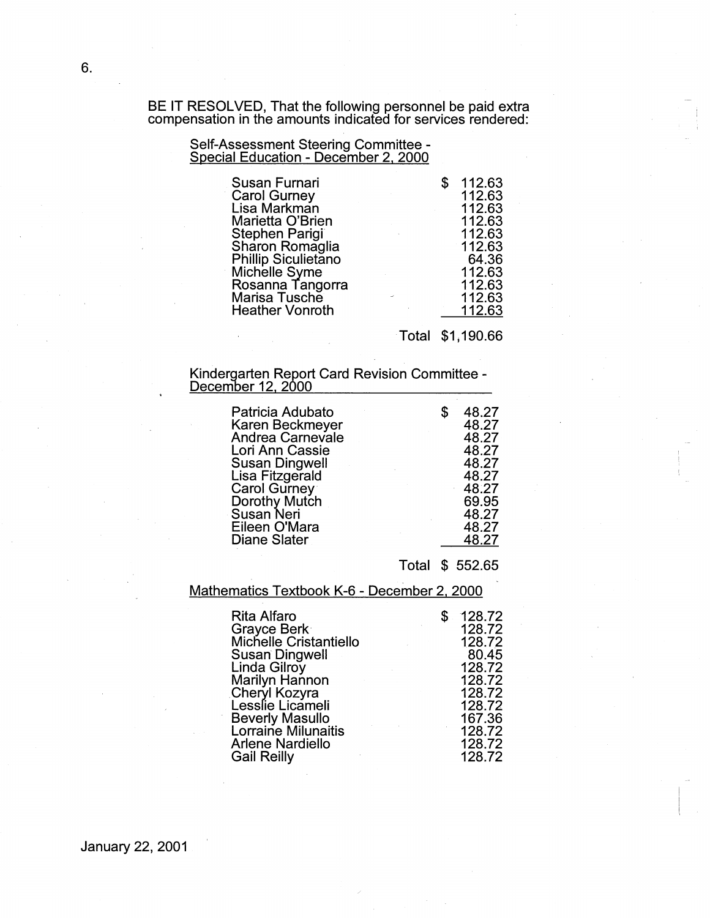BE IT RESOLVED, That the following personnel be paid extra compensation in the amounts indicated for services rendered:

Self-Assessment Steering Committee - Special Education - December 2, 2000

| Name | Amount |
|---|---|
| Susan Furnari | $ 112.63 |
| Carol Gurney | 112.63 |
| Lisa Markman | 112.63 |
| Marietta O'Brien | 112.63 |
| Stephen Parigi | 112.63 |
| Sharon Romaglia | 112.63 |
| Phillip Siculietano | 64.36 |
| Michelle Syme | 112.63 |
| Rosanna Tangorra | 112.63 |
| Marisa Tusche | 112.63 |
| Heather Vonroth | 112.63 |
| Total | $1,190.66 |

Kindergarten Report Card Revision Committee - December 12, 2000

| Name | Amount |
|---|---|
| Patricia Adubato | $ 48.27 |
| Karen Beckmeyer | 48.27 |
| Andrea Carnevale | 48.27 |
| Lori Ann Cassie | 48.27 |
| Susan Dingwell | 48.27 |
| Lisa Fitzgerald | 48.27 |
| Carol Gurney | 48.27 |
| Dorothy Mutch | 69.95 |
| Susan Neri | 48.27 |
| Eileen O'Mara | 48.27 |
| Diane Slater | 48.27 |
| Total | $ 552.65 |

Mathematics Textbook K-6 - December 2, 2000

| Name | Amount |
|---|---|
| Rita Alfaro | $ 128.72 |
| Grayce Berk | 128.72 |
| Michelle Cristantiello | 128.72 |
| Susan Dingwell | 80.45 |
| Linda Gilroy | 128.72 |
| Marilyn Hannon | 128.72 |
| Cheryl Kozyra | 128.72 |
| Lesslie Licameli | 128.72 |
| Beverly Masullo | 167.36 |
| Lorraine Milunaitis | 128.72 |
| Arlene Nardiello | 128.72 |
| Gail Reilly | 128.72 |

January 22, 2001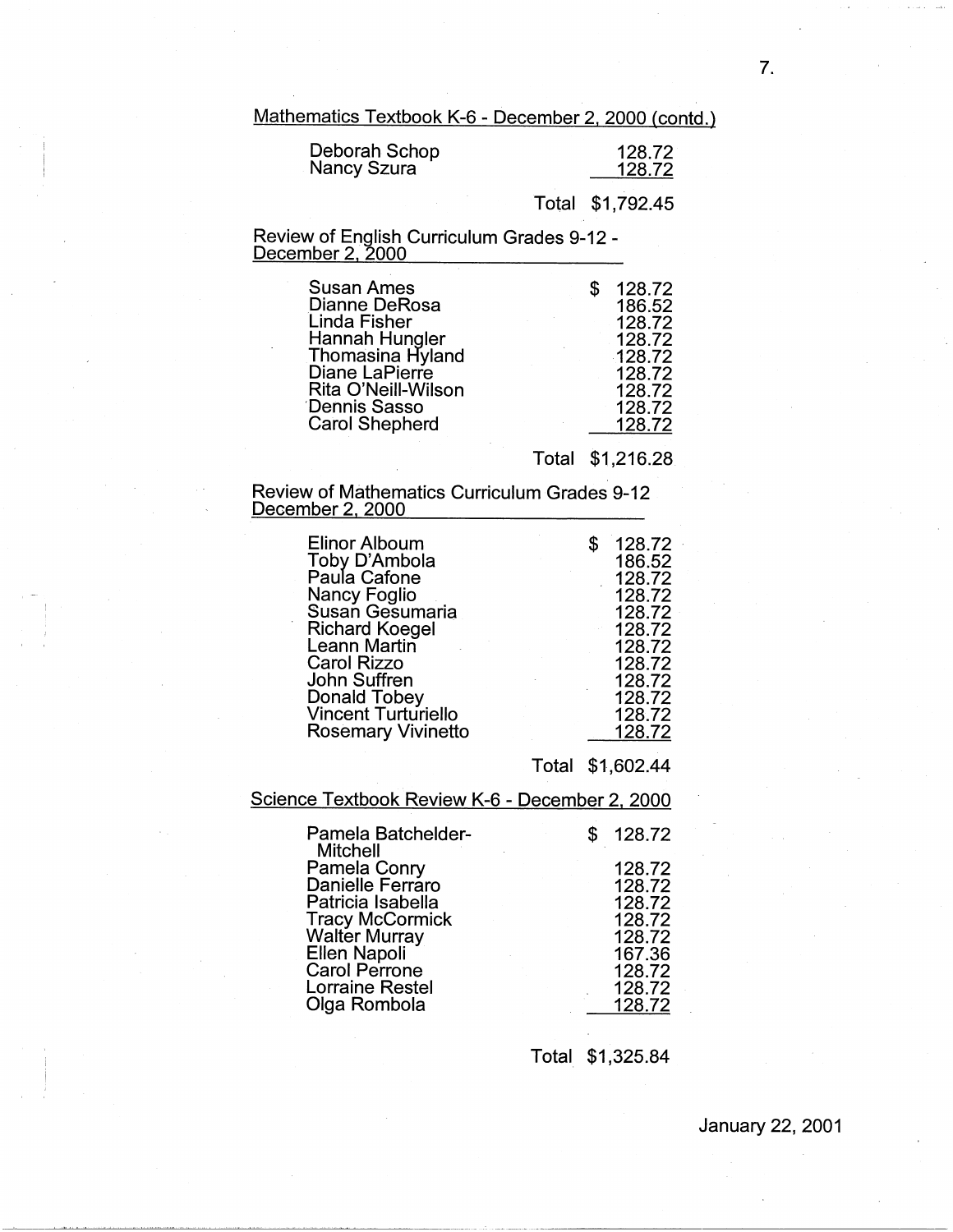Mathematics Textbook K-6 - December 2, 2000 (contd.)

| | |
|---|---|
| Deborah Schop | 128.72 |
| Nancy Szura | 128.72 |
| Total | $1,792.45 |

Review of English Curriculum Grades 9-12 - December 2, 2000

| | |
|---|---|
| Susan Ames | $ 128.72 |
| Dianne DeRosa | 186.52 |
| Linda Fisher | 128.72 |
| Hannah Hungler | 128.72 |
| Thomasina Hyland | 128.72 |
| Diane LaPierre | 128.72 |
| Rita O'Neill-Wilson | 128.72 |
| Dennis Sasso | 128.72 |
| Carol Shepherd | 128.72 |
| Total | $1,216.28 |

Review of Mathematics Curriculum Grades 9-12 December 2, 2000

| | |
|---|---|
| Elinor Alboum | $ 128.72 |
| Toby D'Ambola | 186.52 |
| Paula Cafone | 128.72 |
| Nancy Foglio | 128.72 |
| Susan Gesumaria | 128.72 |
| Richard Koegel | 128.72 |
| Leann Martin | 128.72 |
| Carol Rizzo | 128.72 |
| John Suffren | 128.72 |
| Donald Tobey | 128.72 |
| Vincent Turturiello | 128.72 |
| Rosemary Vivinetto | 128.72 |
| Total | $1,602.44 |

Science Textbook Review K-6 - December 2, 2000

| | |
|---|---|
| Pamela Batchelder-Mitchell | $ 128.72 |
| Pamela Conry | 128.72 |
| Danielle Ferraro | 128.72 |
| Patricia Isabella | 128.72 |
| Tracy McCormick | 128.72 |
| Walter Murray | 128.72 |
| Ellen Napoli | 167.36 |
| Carol Perrone | 128.72 |
| Lorraine Restel | 128.72 |
| Olga Rombola | 128.72 |
| Total | $1,325.84 |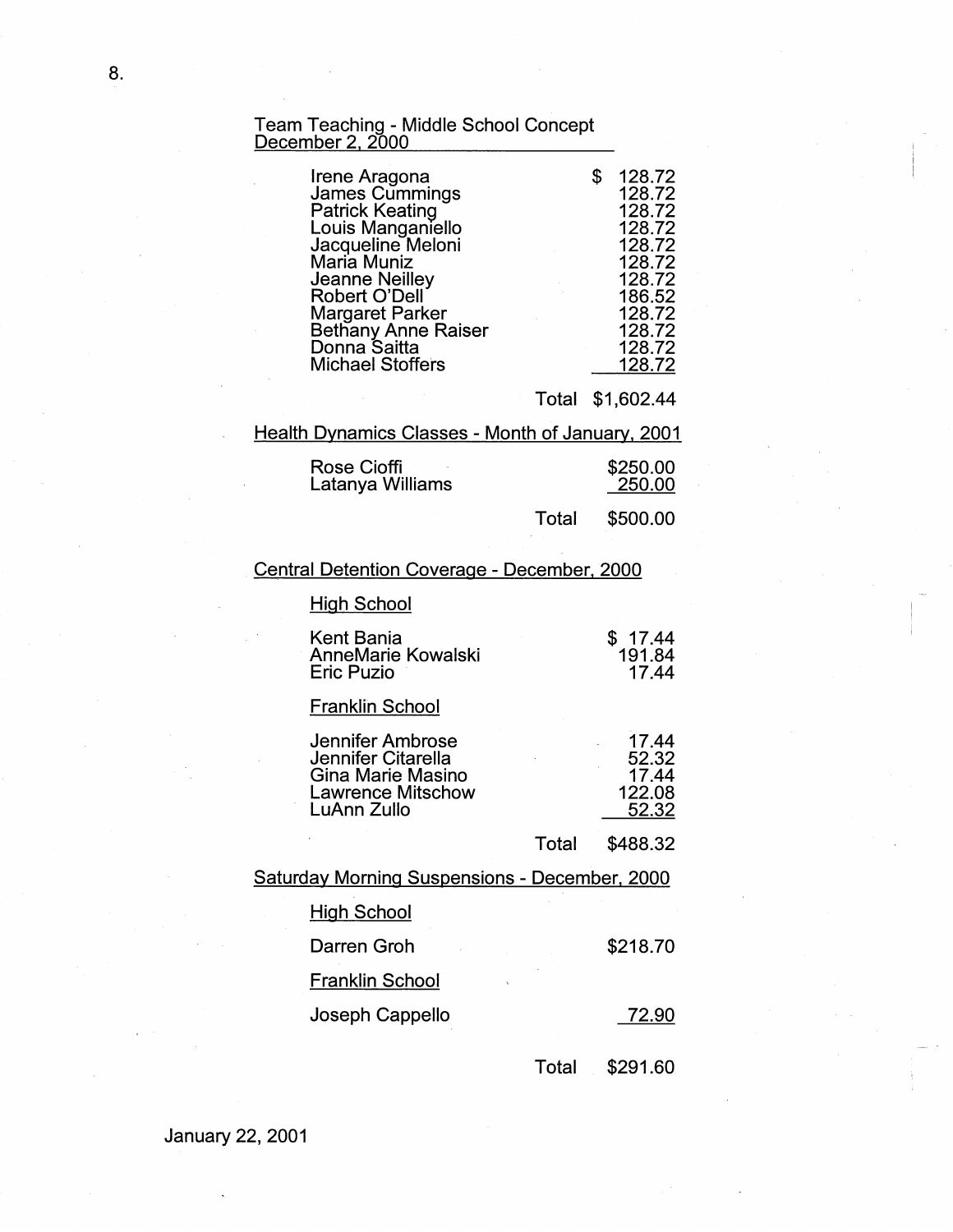<u>Team Teaching - Middle School Concept December 2, 2000</u>

| Name | Amount |
|---|---|
| Irene Aragona | $ 128.72 |
| James Cummings | 128.72 |
| Patrick Keating | 128.72 |
| Louis Manganiello | 128.72 |
| Jacqueline Meloni | 128.72 |
| Maria Muniz | 128.72 |
| Jeanne Neilley | 128.72 |
| Robert O'Dell | 186.52 |
| Margaret Parker | 128.72 |
| Bethany Anne Raiser | 128.72 |
| Donna Saitta | 128.72 |
| Michael Stoffers | 128.72 |
| Total | $1,602.44 |

<u>Health Dynamics Classes - Month of January, 2001</u>

| Name | Amount |
|---|---|
| Rose Cioffi | $250.00 |
| Latanya Williams | 250.00 |
| Total | $500.00 |

<u>Central Detention Coverage - December, 2000</u>

| Name | Amount |
|---|---|
| <u>High School</u> | |
| Kent Bania | $ 17.44 |
| AnneMarie Kowalski | 191.84 |
| Eric Puzio | 17.44 |
| <u>Franklin School</u> | |
| Jennifer Ambrose | 17.44 |
| Jennifer Citarella | 52.32 |
| Gina Marie Masino | 17.44 |
| Lawrence Mitschow | 122.08 |
| LuAnn Zullo | 52.32 |
| Total | $488.32 |

<u>Saturday Morning Suspensions - December, 2000</u>

| Name | Amount |
|---|---|
| <u>High School</u> | |
| Darren Groh | $218.70 |
| <u>Franklin School</u> | |
| Joseph Cappello | 72.90 |
| Total | $291.60 |

January 22, 2001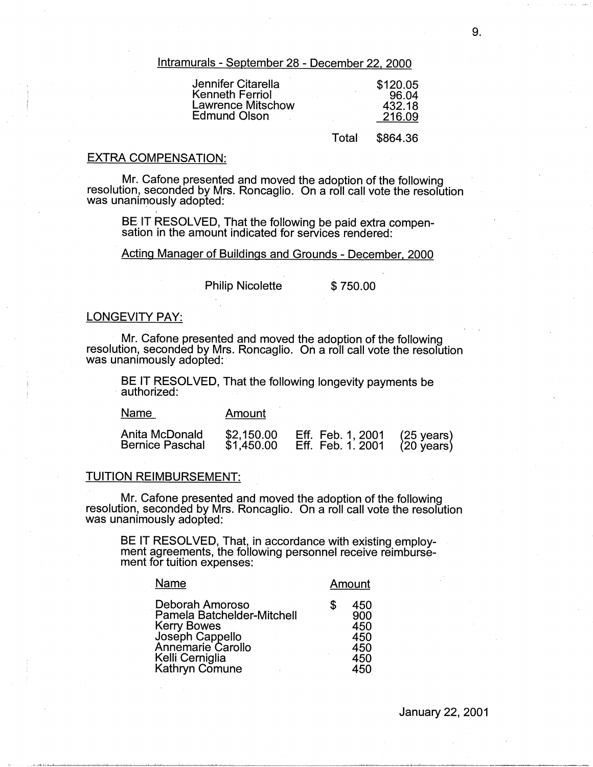Intramurals - September 28 - December 22, 2000

| | |
|---|---|
| Jennifer Citarella | $120.05 |
| Kenneth Ferriol | 96.04 |
| Lawrence Mitschow | 432.18 |
| Edmund Olson | 216.09 |
| Total | $864.36 |

EXTRA COMPENSATION:

Mr. Cafone presented and moved the adoption of the following resolution, seconded by Mrs. Roncaglio. On a roll call vote the resolution was unanimously adopted:

BE IT RESOLVED, That the following be paid extra compensation in the amount indicated for services rendered:

Acting Manager of Buildings and Grounds - December, 2000

Philip Nicolette $ 750.00

LONGEVITY PAY:

Mr. Cafone presented and moved the adoption of the following resolution, seconded by Mrs. Roncaglio. On a roll call vote the resolution was unanimously adopted:

BE IT RESOLVED, That the following longevity payments be authorized:

| Name | Amount | | |
|---|---|---|---|
| Anita McDonald | $2,150.00 | Eff. Feb. 1, 2001 | (25 years) |
| Bernice Paschal | $1,450.00 | Eff. Feb. 1. 2001 | (20 years) |

TUITION REIMBURSEMENT:

Mr. Cafone presented and moved the adoption of the following resolution, seconded by Mrs. Roncaglio. On a roll call vote the resolution was unanimously adopted:

BE IT RESOLVED, That, in accordance with existing employment agreements, the following personnel receive reimbursement for tuition expenses:

| Name | Amount |
|---|---|
| Deborah Amoroso | $ 450 |
| Pamela Batchelder-Mitchell | 900 |
| Kerry Bowes | 450 |
| Joseph Cappello | 450 |
| Annemarie Carollo | 450 |
| Kelli Cerniglia | 450 |
| Kathryn Comune | 450 |

January 22, 2001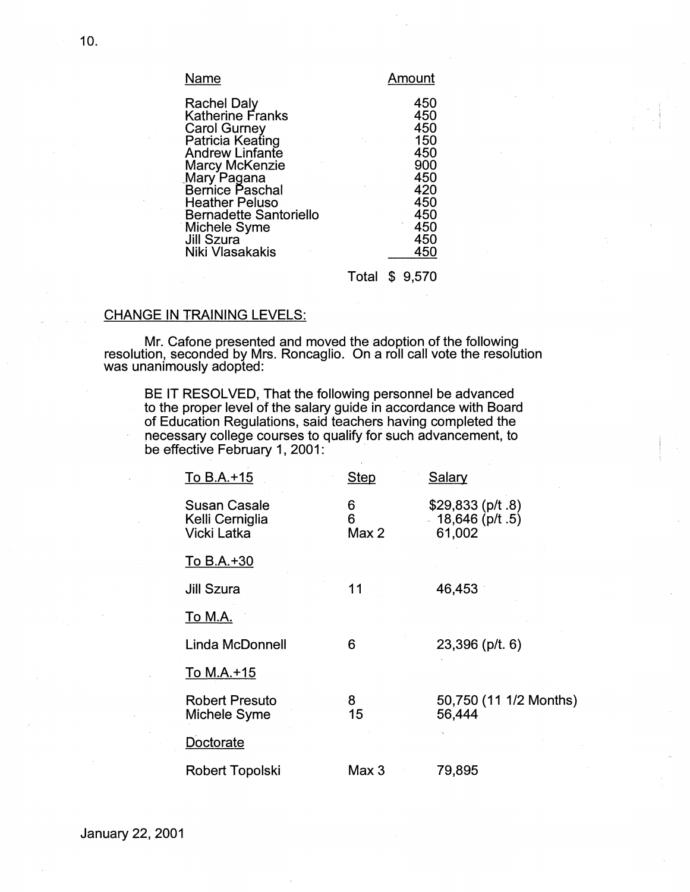| Name | Amount |
|---|---|
| Rachel Daly | 450 |
| Katherine Franks | 450 |
| Carol Gurney | 450 |
| Patricia Keating | 150 |
| Andrew Linfante | 450 |
| Marcy McKenzie | 900 |
| Mary Pagana | 450 |
| Bernice Paschal | 420 |
| Heather Peluso | 450 |
| Bernadette Santoriello | 450 |
| Michele Syme | 450 |
| Jill Szura | 450 |
| Niki Vlasakakis | 450 |
| Total | $ 9,570 |

CHANGE IN TRAINING LEVELS:

Mr. Cafone presented and moved the adoption of the following resolution, seconded by Mrs. Roncaglio. On a roll call vote the resolution was unanimously adopted:

> BE IT RESOLVED, That the following personnel be advanced to the proper level of the salary guide in accordance with Board of Education Regulations, said teachers having completed the necessary college courses to qualify for such advancement, to be effective February 1, 2001:

| To B.A.+15 | Step | Salary |
|---|---|---|
| Susan Casale | 6 | $29,833 (p/t .8) |
| Kelli Cerniglia | 6 | 18,646 (p/t .5) |
| Vicki Latka | Max 2 | 61,002 |
| **To B.A.+30** | | |
| Jill Szura | 11 | 46,453 |
| **To M.A.** | | |
| Linda McDonnell | 6 | 23,396 (p/t. 6) |
| **To M.A.+15** | | |
| Robert Presuto | 8 | 50,750 (11 1/2 Months) |
| Michele Syme | 15 | 56,444 |
| **Doctorate** | | |
| Robert Topolski | Max 3 | 79,895 |

January 22, 2001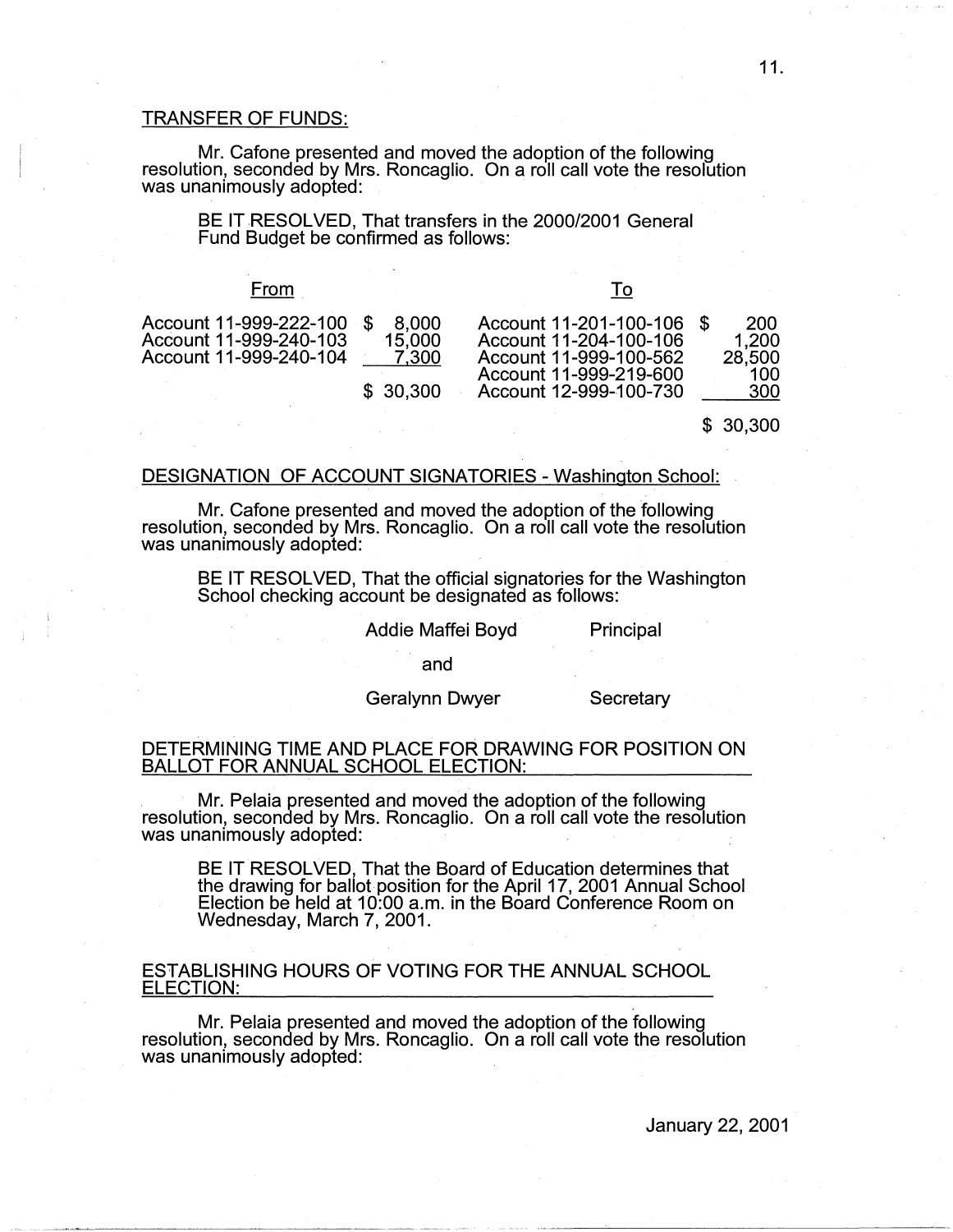TRANSFER OF FUNDS:

Mr. Cafone presented and moved the adoption of the following resolution, seconded by Mrs. Roncaglio. On a roll call vote the resolution was unanimously adopted:

> BE IT RESOLVED, That transfers in the 2000/2001 General Fund Budget be confirmed as follows:

| From | | To | |
|---|---|---|---|
| Account 11-999-222-100 | $ 8,000 | Account 11-201-100-106 | $ 200 |
| Account 11-999-240-103 | 15,000 | Account 11-204-100-106 | 1,200 |
| Account 11-999-240-104 | 7,300 | Account 11-999-100-562 | 28,500 |
| | | Account 11-999-219-600 | 100 |
| | $ 30,300 | Account 12-999-100-730 | 300 |
| | | | $ 30,300 |

DESIGNATION OF ACCOUNT SIGNATORIES - Washington School:

Mr. Cafone presented and moved the adoption of the following resolution, seconded by Mrs. Roncaglio. On a roll call vote the resolution was unanimously adopted:

> BE IT RESOLVED, That the official signatories for the Washington School checking account be designated as follows:
>
> Addie Maffei Boyd — Principal
>
> and
>
> Geralynn Dwyer — Secretary

DETERMINING TIME AND PLACE FOR DRAWING FOR POSITION ON BALLOT FOR ANNUAL SCHOOL ELECTION:

Mr. Pelaia presented and moved the adoption of the following resolution, seconded by Mrs. Roncaglio. On a roll call vote the resolution was unanimously adopted:

> BE IT RESOLVED, That the Board of Education determines that the drawing for ballot position for the April 17, 2001 Annual School Election be held at 10:00 a.m. in the Board Conference Room on Wednesday, March 7, 2001.

ESTABLISHING HOURS OF VOTING FOR THE ANNUAL SCHOOL ELECTION:

Mr. Pelaia presented and moved the adoption of the following resolution, seconded by Mrs. Roncaglio. On a roll call vote the resolution was unanimously adopted:

January 22, 2001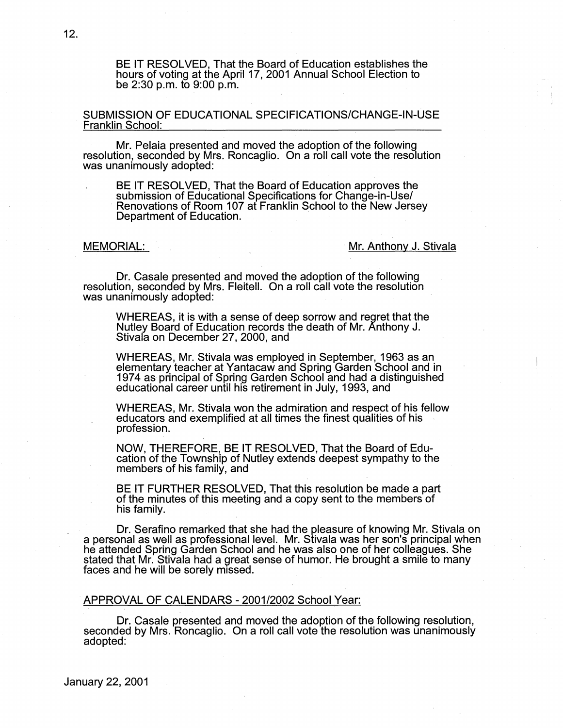BE IT RESOLVED, That the Board of Education establishes the hours of voting at the April 17, 2001 Annual School Election to be 2:30 p.m. to 9:00 p.m.

SUBMISSION OF EDUCATIONAL SPECIFICATIONS/CHANGE-IN-USE Franklin School:

Mr. Pelaia presented and moved the adoption of the following resolution, seconded by Mrs. Roncaglio. On a roll call vote the resolution was unanimously adopted:

> BE IT RESOLVED, That the Board of Education approves the submission of Educational Specifications for Change-in-Use/ Renovations of Room 107 at Franklin School to the New Jersey Department of Education.

MEMORIAL: Mr. Anthony J. Stivala

Dr. Casale presented and moved the adoption of the following resolution, seconded by Mrs. Fleitell. On a roll call vote the resolution was unanimously adopted:

> WHEREAS, it is with a sense of deep sorrow and regret that the Nutley Board of Education records the death of Mr. Anthony J. Stivala on December 27, 2000, and
>
> WHEREAS, Mr. Stivala was employed in September, 1963 as an elementary teacher at Yantacaw and Spring Garden School and in 1974 as principal of Spring Garden School and had a distinguished educational career until his retirement in July, 1993, and
>
> WHEREAS, Mr. Stivala won the admiration and respect of his fellow educators and exemplified at all times the finest qualities of his profession.
>
> NOW, THEREFORE, BE IT RESOLVED, That the Board of Education of the Township of Nutley extends deepest sympathy to the members of his family, and
>
> BE IT FURTHER RESOLVED, That this resolution be made a part of the minutes of this meeting and a copy sent to the members of his family.

Dr. Serafino remarked that she had the pleasure of knowing Mr. Stivala on a personal as well as professional level. Mr. Stivala was her son's principal when he attended Spring Garden School and he was also one of her colleagues. She stated that Mr. Stivala had a great sense of humor. He brought a smile to many faces and he will be sorely missed.

APPROVAL OF CALENDARS - 2001/2002 School Year:

Dr. Casale presented and moved the adoption of the following resolution, seconded by Mrs. Roncaglio. On a roll call vote the resolution was unanimously adopted: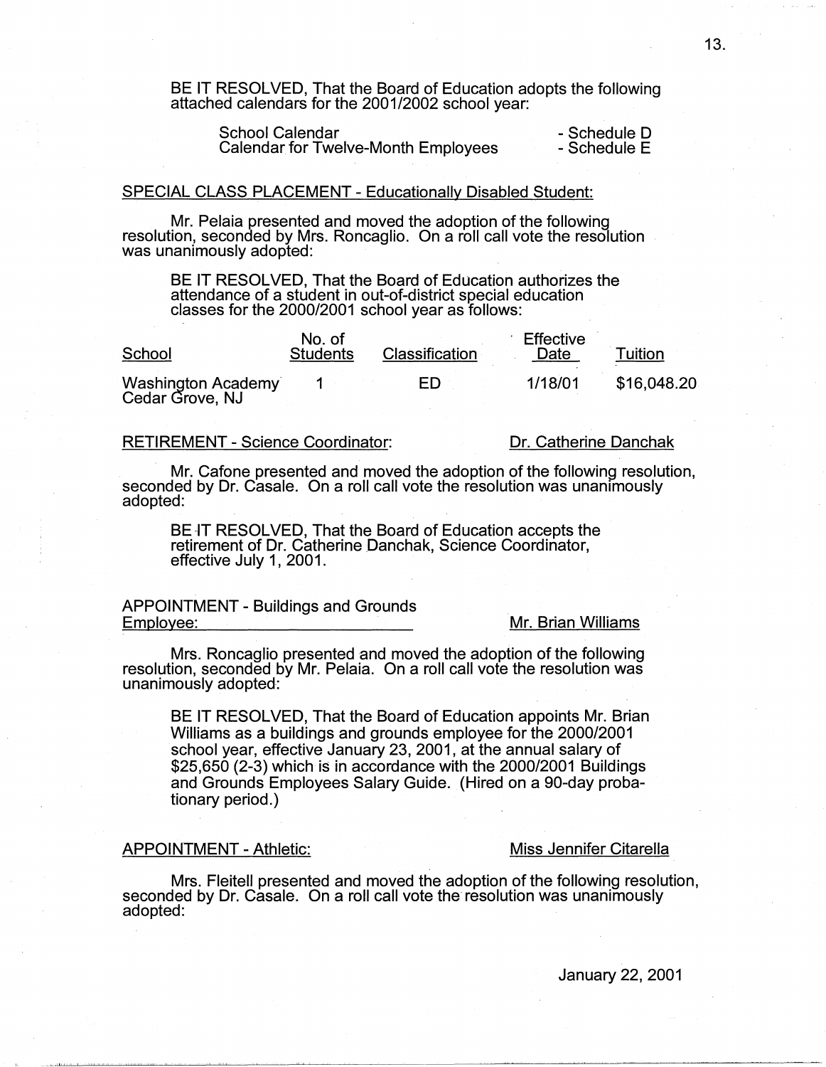BE IT RESOLVED, That the Board of Education adopts the following attached calendars for the 2001/2002 school year:

| | |
|---|---|
| School Calendar | - Schedule D |
| Calendar for Twelve-Month Employees | - Schedule E |

<u>SPECIAL CLASS PLACEMENT - Educationally Disabled Student:</u>

Mr. Pelaia presented and moved the adoption of the following resolution, seconded by Mrs. Roncaglio. On a roll call vote the resolution was unanimously adopted:

BE IT RESOLVED, That the Board of Education authorizes the attendance of a student in out-of-district special education classes for the 2000/2001 school year as follows:

| School | No. of Students | Classification | Effective Date | Tuition |
|---|---|---|---|---|
| Washington Academy Cedar Grove, NJ | 1 | ED | 1/18/01 | $16,048.20 |

<u>RETIREMENT - Science Coordinator:</u> <u>Dr. Catherine Danchak</u>

Mr. Cafone presented and moved the adoption of the following resolution, seconded by Dr. Casale. On a roll call vote the resolution was unanimously adopted:

BE IT RESOLVED, That the Board of Education accepts the retirement of Dr. Catherine Danchak, Science Coordinator, effective July 1, 2001.

<u>APPOINTMENT - Buildings and Grounds Employee:</u> <u>Mr. Brian Williams</u>

Mrs. Roncaglio presented and moved the adoption of the following resolution, seconded by Mr. Pelaia. On a roll call vote the resolution was unanimously adopted:

BE IT RESOLVED, That the Board of Education appoints Mr. Brian Williams as a buildings and grounds employee for the 2000/2001 school year, effective January 23, 2001, at the annual salary of $25,650 (2-3) which is in accordance with the 2000/2001 Buildings and Grounds Employees Salary Guide. (Hired on a 90-day probationary period.)

<u>APPOINTMENT - Athletic:</u> <u>Miss Jennifer Citarella</u>

Mrs. Fleitell presented and moved the adoption of the following resolution, seconded by Dr. Casale. On a roll call vote the resolution was unanimously adopted:

January 22, 2001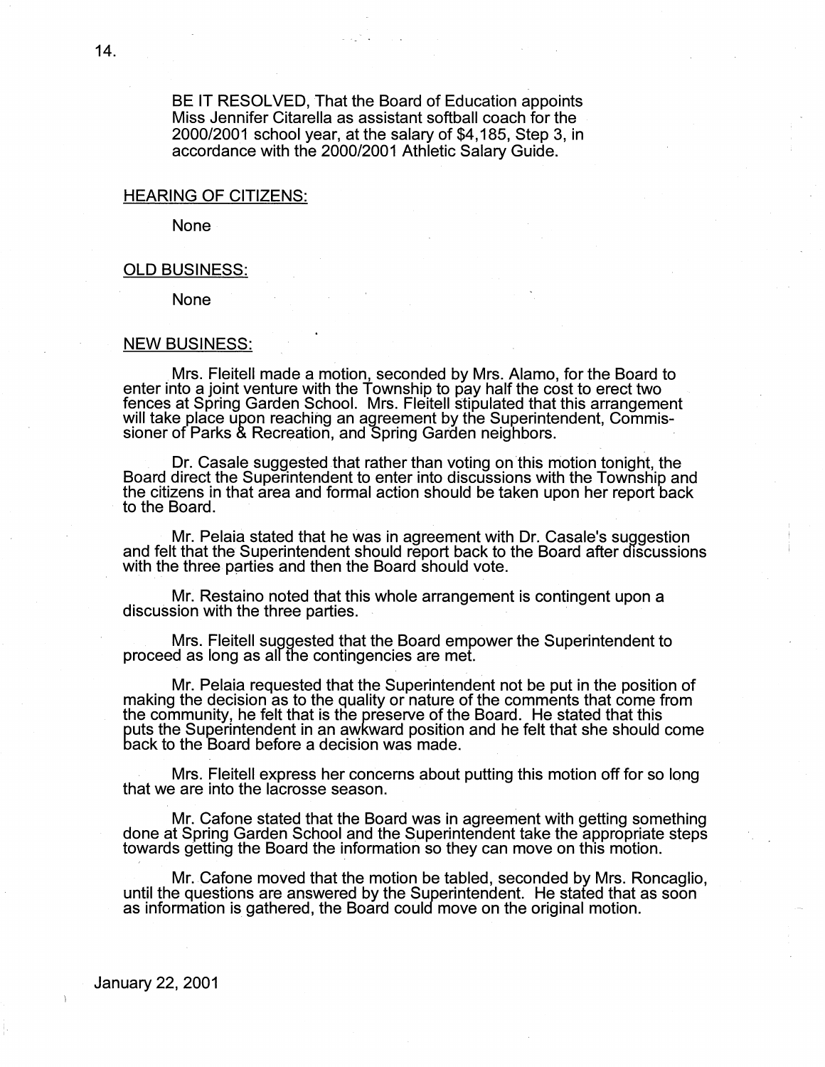BE IT RESOLVED, That the Board of Education appoints Miss Jennifer Citarella as assistant softball coach for the 2000/2001 school year, at the salary of $4,185, Step 3, in accordance with the 2000/2001 Athletic Salary Guide.

## HEARING OF CITIZENS:

None

## OLD BUSINESS:

None

## NEW BUSINESS:

Mrs. Fleitell made a motion, seconded by Mrs. Alamo, for the Board to enter into a joint venture with the Township to pay half the cost to erect two fences at Spring Garden School. Mrs. Fleitell stipulated that this arrangement will take place upon reaching an agreement by the Superintendent, Commissioner of Parks & Recreation, and Spring Garden neighbors.

Dr. Casale suggested that rather than voting on this motion tonight, the Board direct the Superintendent to enter into discussions with the Township and the citizens in that area and formal action should be taken upon her report back to the Board.

Mr. Pelaia stated that he was in agreement with Dr. Casale's suggestion and felt that the Superintendent should report back to the Board after discussions with the three parties and then the Board should vote.

Mr. Restaino noted that this whole arrangement is contingent upon a discussion with the three parties.

Mrs. Fleitell suggested that the Board empower the Superintendent to proceed as long as all the contingencies are met.

Mr. Pelaia requested that the Superintendent not be put in the position of making the decision as to the quality or nature of the comments that come from the community, he felt that is the preserve of the Board. He stated that this puts the Superintendent in an awkward position and he felt that she should come back to the Board before a decision was made.

Mrs. Fleitell express her concerns about putting this motion off for so long that we are into the lacrosse season.

Mr. Cafone stated that the Board was in agreement with getting something done at Spring Garden School and the Superintendent take the appropriate steps towards getting the Board the information so they can move on this motion.

Mr. Cafone moved that the motion be tabled, seconded by Mrs. Roncaglio, until the questions are answered by the Superintendent. He stated that as soon as information is gathered, the Board could move on the original motion.

January 22, 2001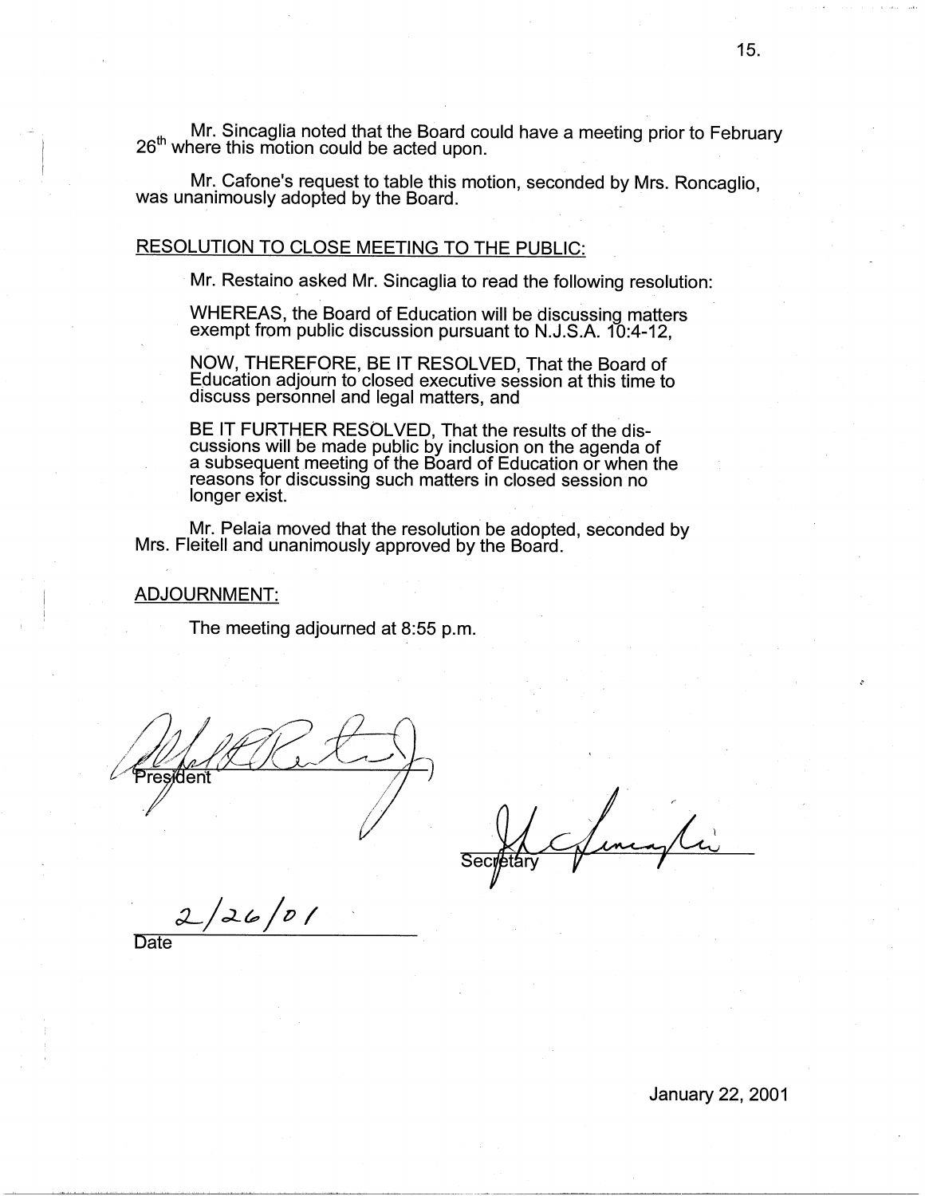Mr. Sincaglia noted that the Board could have a meeting prior to February 26th where this motion could be acted upon.

Mr. Cafone's request to table this motion, seconded by Mrs. Roncaglio, was unanimously adopted by the Board.

RESOLUTION TO CLOSE MEETING TO THE PUBLIC:

Mr. Restaino asked Mr. Sincaglia to read the following resolution:

WHEREAS, the Board of Education will be discussing matters exempt from public discussion pursuant to N.J.S.A. 10:4-12,

NOW, THEREFORE, BE IT RESOLVED, That the Board of Education adjourn to closed executive session at this time to discuss personnel and legal matters, and

BE IT FURTHER RESOLVED, That the results of the discussions will be made public by inclusion on the agenda of a subsequent meeting of the Board of Education or when the reasons for discussing such matters in closed session no longer exist.

Mr. Pelaia moved that the resolution be adopted, seconded by Mrs. Fleitell and unanimously approved by the Board.

ADJOURNMENT:

The meeting adjourned at 8:55 p.m.

President

Secretary

2/26/01
Date

January 22, 2001